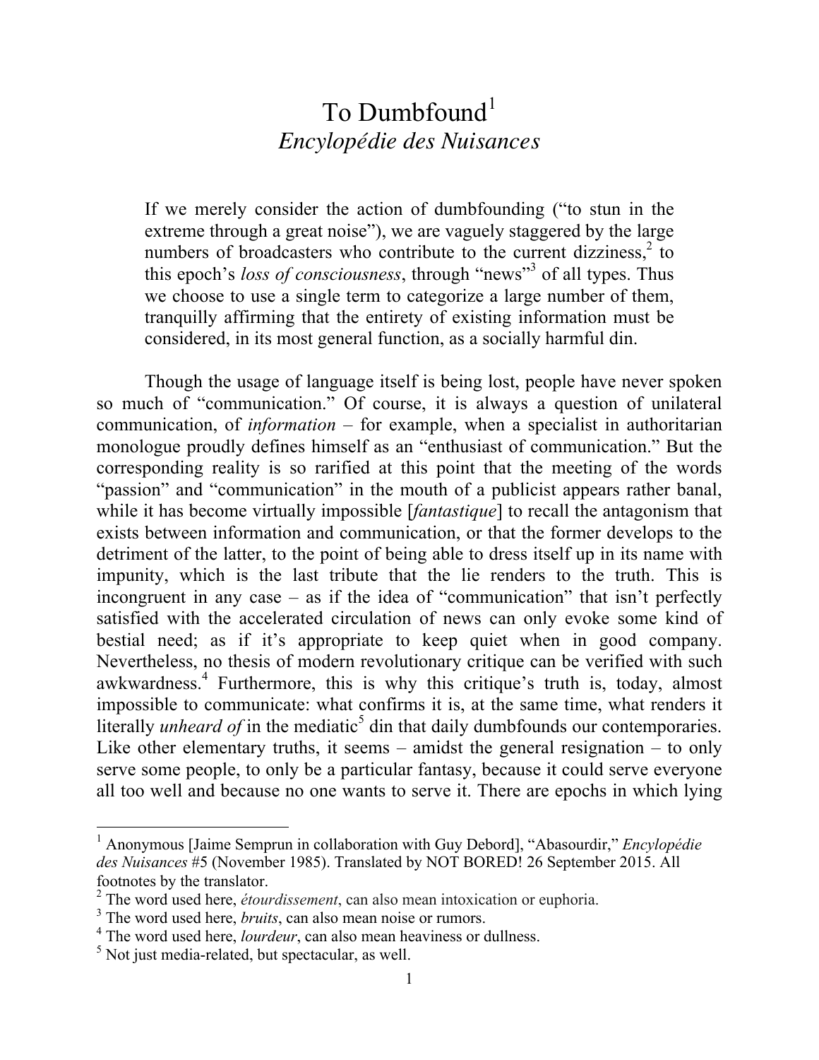# To Dumbfound[1]

## *Encylopédie des Nuisances*

> If we merely consider the action of dumbfounding ("to stun in the extreme through a great noise"), we are vaguely staggered by the large numbers of broadcasters who contribute to the current dizziness,[2] to this epoch's *loss of consciousness*, through "news"[3] of all types. Thus we choose to use a single term to categorize a large number of them, tranquilly affirming that the entirety of existing information must be considered, in its most general function, as a socially harmful din.

Though the usage of language itself is being lost, people have never spoken so much of "communication." Of course, it is always a question of unilateral communication, of *information* – for example, when a specialist in authoritarian monologue proudly defines himself as an "enthusiast of communication." But the corresponding reality is so rarified at this point that the meeting of the words "passion" and "communication" in the mouth of a publicist appears rather banal, while it has become virtually impossible [*fantastique*] to recall the antagonism that exists between information and communication, or that the former develops to the detriment of the latter, to the point of being able to dress itself up in its name with impunity, which is the last tribute that the lie renders to the truth. This is incongruent in any case – as if the idea of "communication" that isn't perfectly satisfied with the accelerated circulation of news can only evoke some kind of bestial need; as if it's appropriate to keep quiet when in good company. Nevertheless, no thesis of modern revolutionary critique can be verified with such awkwardness.[4] Furthermore, this is why this critique's truth is, today, almost impossible to communicate: what confirms it is, at the same time, what renders it literally *unheard of* in the mediatic[5] din that daily dumbfounds our contemporaries. Like other elementary truths, it seems – amidst the general resignation – to only serve some people, to only be a particular fantasy, because it could serve everyone all too well and because no one wants to serve it. There are epochs in which lying

---

[1] Anonymous [Jaime Semprun in collaboration with Guy Debord], "Abasourdir," *Encyclopédie des Nuisances* #5 (November 1985). Translated by NOT BORED! 26 September 2015. All footnotes by the translator.

[2] The word used here, *étourdissement*, can also mean intoxication or euphoria.

[3] The word used here, *bruits*, can also mean noise or rumors.

[4] The word used here, *lourdeur*, can also mean heaviness or dullness.

[5] Not just media-related, but spectacular, as well.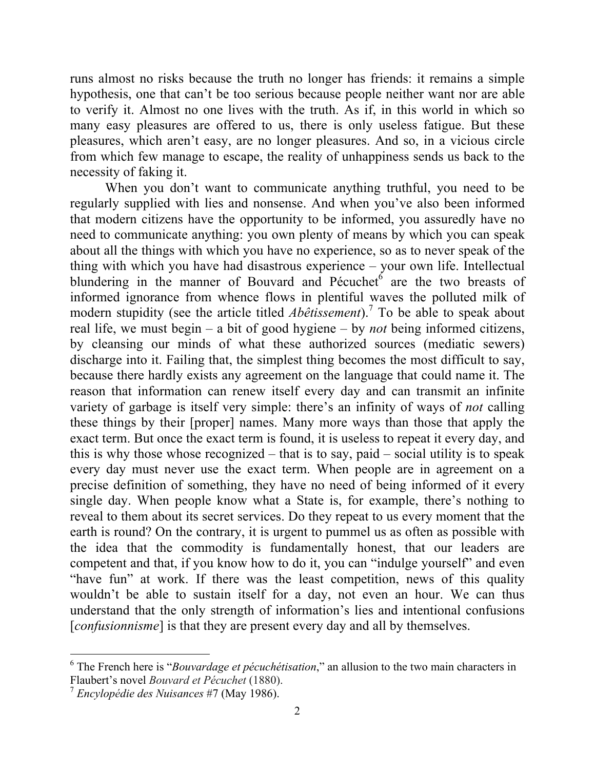runs almost no risks because the truth no longer has friends: it remains a simple hypothesis, one that can't be too serious because people neither want nor are able to verify it. Almost no one lives with the truth. As if, in this world in which so many easy pleasures are offered to us, there is only useless fatigue. But these pleasures, which aren't easy, are no longer pleasures. And so, in a vicious circle from which few manage to escape, the reality of unhappiness sends us back to the necessity of faking it.

When you don't want to communicate anything truthful, you need to be regularly supplied with lies and nonsense. And when you've also been informed that modern citizens have the opportunity to be informed, you assuredly have no need to communicate anything: you own plenty of means by which you can speak about all the things with which you have no experience, so as to never speak of the thing with which you have had disastrous experience – your own life. Intellectual blundering in the manner of Bouvard and Pécuchet[6] are the two breasts of informed ignorance from whence flows in plentiful waves the polluted milk of modern stupidity (see the article titled *Abêtissement*).[7] To be able to speak about real life, we must begin – a bit of good hygiene – by *not* being informed citizens, by cleansing our minds of what these authorized sources (mediatic sewers) discharge into it. Failing that, the simplest thing becomes the most difficult to say, because there hardly exists any agreement on the language that could name it. The reason that information can renew itself every day and can transmit an infinite variety of garbage is itself very simple: there's an infinity of ways of *not* calling these things by their [proper] names. Many more ways than those that apply the exact term. But once the exact term is found, it is useless to repeat it every day, and this is why those whose recognized – that is to say, paid – social utility is to speak every day must never use the exact term. When people are in agreement on a precise definition of something, they have no need of being informed of it every single day. When people know what a State is, for example, there's nothing to reveal to them about its secret services. Do they repeat to us every moment that the earth is round? On the contrary, it is urgent to pummel us as often as possible with the idea that the commodity is fundamentally honest, that our leaders are competent and that, if you know how to do it, you can "indulge yourself" and even "have fun" at work. If there was the least competition, news of this quality wouldn't be able to sustain itself for a day, not even an hour. We can thus understand that the only strength of information's lies and intentional confusions [*confusionnisme*] is that they are present every day and all by themselves.

---

[6] The French here is "*Bouvardage et pécuchétisation*," an allusion to the two main characters in Flaubert's novel *Bouvard et Pécuchet* (1880).

[7] *Encylopédie des Nuisances* #7 (May 1986).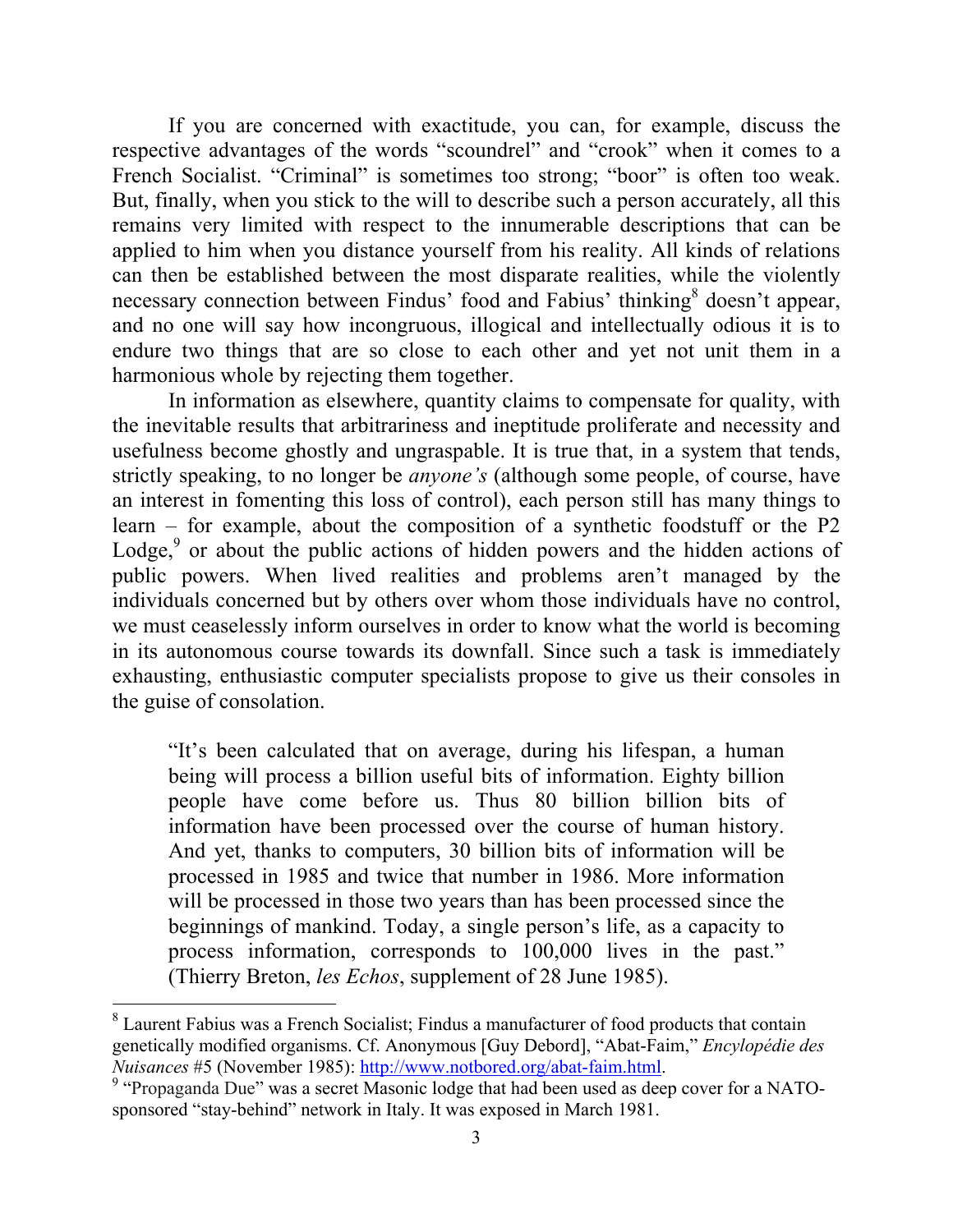If you are concerned with exactitude, you can, for example, discuss the respective advantages of the words "scoundrel" and "crook" when it comes to a French Socialist. "Criminal" is sometimes too strong; "boor" is often too weak. But, finally, when you stick to the will to describe such a person accurately, all this remains very limited with respect to the innumerable descriptions that can be applied to him when you distance yourself from his reality. All kinds of relations can then be established between the most disparate realities, while the violently necessary connection between Findus' food and Fabius' thinking[8] doesn't appear, and no one will say how incongruous, illogical and intellectually odious it is to endure two things that are so close to each other and yet not unit them in a harmonious whole by rejecting them together.

In information as elsewhere, quantity claims to compensate for quality, with the inevitable results that arbitrariness and ineptitude proliferate and necessity and usefulness become ghostly and ungraspable. It is true that, in a system that tends, strictly speaking, to no longer be *anyone's* (although some people, of course, have an interest in fomenting this loss of control), each person still has many things to learn – for example, about the composition of a synthetic foodstuff or the P2 Lodge,[9] or about the public actions of hidden powers and the hidden actions of public powers. When lived realities and problems aren't managed by the individuals concerned but by others over whom those individuals have no control, we must ceaselessly inform ourselves in order to know what the world is becoming in its autonomous course towards its downfall. Since such a task is immediately exhausting, enthusiastic computer specialists propose to give us their consoles in the guise of consolation.

> "It's been calculated that on average, during his lifespan, a human being will process a billion useful bits of information. Eighty billion people have come before us. Thus 80 billion billion bits of information have been processed over the course of human history. And yet, thanks to computers, 30 billion bits of information will be processed in 1985 and twice that number in 1986. More information will be processed in those two years than has been processed since the beginnings of mankind. Today, a single person's life, as a capacity to process information, corresponds to 100,000 lives in the past." (Thierry Breton, *les Echos*, supplement of 28 June 1985).

---

[8] Laurent Fabius was a French Socialist; Findus a manufacturer of food products that contain genetically modified organisms. Cf. Anonymous [Guy Debord], "Abat-Faim," *Encylopédie des Nuisances* #5 (November 1985): http://www.notbored.org/abat-faim.html.

[9] "Propaganda Due" was a secret Masonic lodge that had been used as deep cover for a NATO-sponsored "stay-behind" network in Italy. It was exposed in March 1981.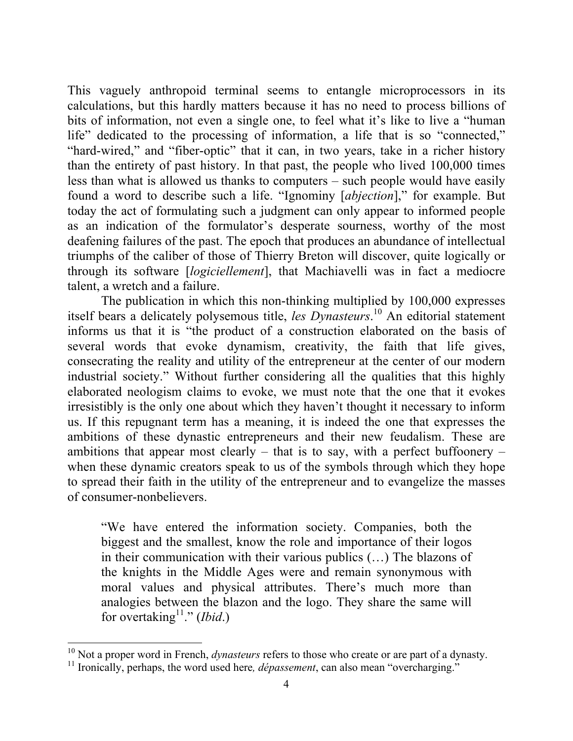This vaguely anthropoid terminal seems to entangle microprocessors in its calculations, but this hardly matters because it has no need to process billions of bits of information, not even a single one, to feel what it's like to live a "human life" dedicated to the processing of information, a life that is so "connected," "hard-wired," and "fiber-optic" that it can, in two years, take in a richer history than the entirety of past history. In that past, the people who lived 100,000 times less than what is allowed us thanks to computers – such people would have easily found a word to describe such a life. "Ignominy [*abjection*]," for example. But today the act of formulating such a judgment can only appear to informed people as an indication of the formulator's desperate sourness, worthy of the most deafening failures of the past. The epoch that produces an abundance of intellectual triumphs of the caliber of those of Thierry Breton will discover, quite logically or through its software [*logiciellement*], that Machiavelli was in fact a mediocre talent, a wretch and a failure.

The publication in which this non-thinking multiplied by 100,000 expresses itself bears a delicately polysemous title, *les Dynasteurs*.[10] An editorial statement informs us that it is "the product of a construction elaborated on the basis of several words that evoke dynamism, creativity, the faith that life gives, consecrating the reality and utility of the entrepreneur at the center of our modern industrial society." Without further considering all the qualities that this highly elaborated neologism claims to evoke, we must note that the one that it evokes irresistibly is the only one about which they haven't thought it necessary to inform us. If this repugnant term has a meaning, it is indeed the one that expresses the ambitions of these dynastic entrepreneurs and their new feudalism. These are ambitions that appear most clearly – that is to say, with a perfect buffoonery – when these dynamic creators speak to us of the symbols through which they hope to spread their faith in the utility of the entrepreneur and to evangelize the masses of consumer-nonbelievers.

> "We have entered the information society. Companies, both the biggest and the smallest, know the role and importance of their logos in their communication with their various publics (…) The blazons of the knights in the Middle Ages were and remain synonymous with moral values and physical attributes. There's much more than analogies between the blazon and the logo. They share the same will for overtaking[11]." (*Ibid*.)

---

[10] Not a proper word in French, *dynasteurs* refers to those who create or are part of a dynasty.

[11] Ironically, perhaps, the word used here*, dépassement*, can also mean "overcharging."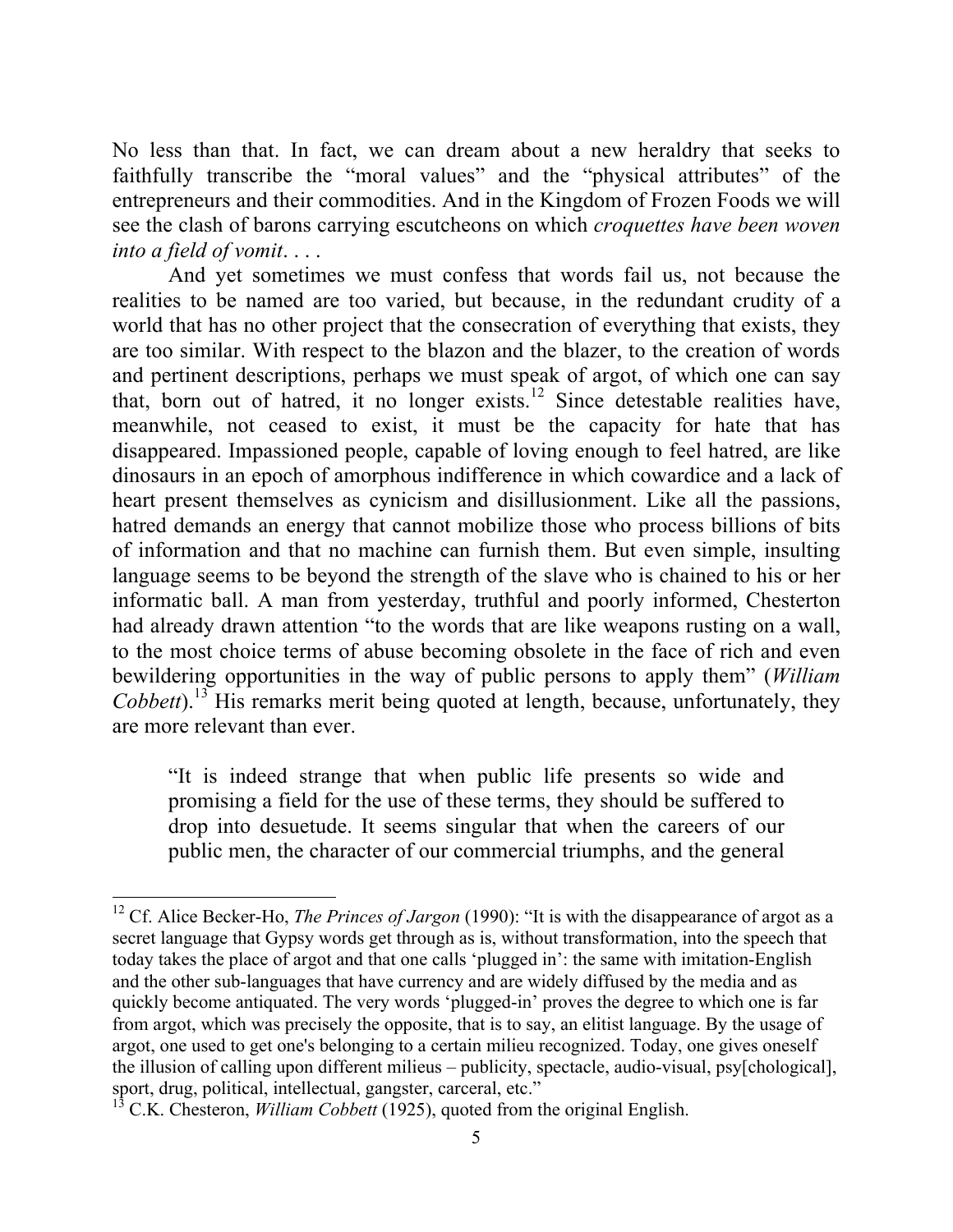No less than that. In fact, we can dream about a new heraldry that seeks to faithfully transcribe the "moral values" and the "physical attributes" of the entrepreneurs and their commodities. And in the Kingdom of Frozen Foods we will see the clash of barons carrying escutcheons on which *croquettes have been woven into a field of vomit*. . . .

And yet sometimes we must confess that words fail us, not because the realities to be named are too varied, but because, in the redundant crudity of a world that has no other project that the consecration of everything that exists, they are too similar. With respect to the blazon and the blazer, to the creation of words and pertinent descriptions, perhaps we must speak of argot, of which one can say that, born out of hatred, it no longer exists.[12] Since detestable realities have, meanwhile, not ceased to exist, it must be the capacity for hate that has disappeared. Impassioned people, capable of loving enough to feel hatred, are like dinosaurs in an epoch of amorphous indifference in which cowardice and a lack of heart present themselves as cynicism and disillusionment. Like all the passions, hatred demands an energy that cannot mobilize those who process billions of bits of information and that no machine can furnish them. But even simple, insulting language seems to be beyond the strength of the slave who is chained to his or her informatic ball. A man from yesterday, truthful and poorly informed, Chesterton had already drawn attention "to the words that are like weapons rusting on a wall, to the most choice terms of abuse becoming obsolete in the face of rich and even bewildering opportunities in the way of public persons to apply them" (*William Cobbett*).[13] His remarks merit being quoted at length, because, unfortunately, they are more relevant than ever.

> "It is indeed strange that when public life presents so wide and promising a field for the use of these terms, they should be suffered to drop into desuetude. It seems singular that when the careers of our public men, the character of our commercial triumphs, and the general

[12] Cf. Alice Becker-Ho, *The Princes of Jargon* (1990): "It is with the disappearance of argot as a secret language that Gypsy words get through as is, without transformation, into the speech that today takes the place of argot and that one calls 'plugged in': the same with imitation-English and the other sub-languages that have currency and are widely diffused by the media and as quickly become antiquated. The very words 'plugged-in' proves the degree to which one is far from argot, which was precisely the opposite, that is to say, an elitist language. By the usage of argot, one used to get one's belonging to a certain milieu recognized. Today, one gives oneself the illusion of calling upon different milieus – publicity, spectacle, audio-visual, psy[chological], sport, drug, political, intellectual, gangster, carceral, etc."

[13] C.K. Chesteron, *William Cobbett* (1925), quoted from the original English.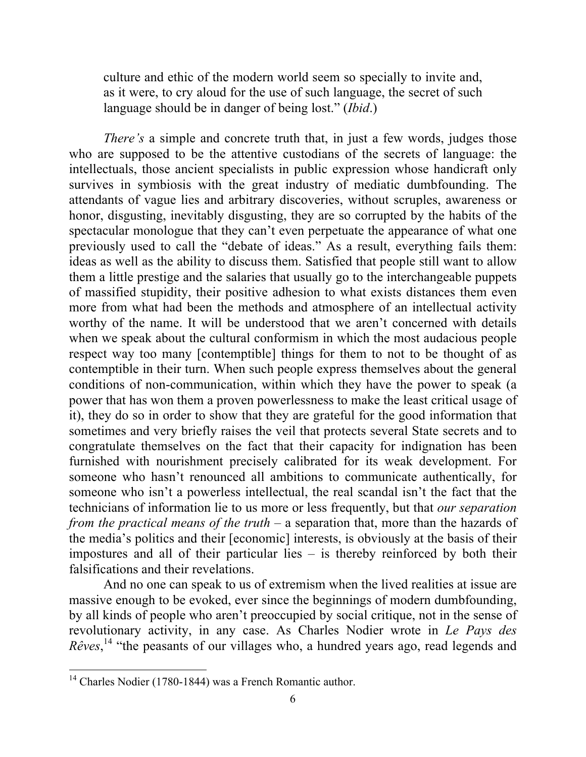> culture and ethic of the modern world seem so specially to invite and, as it were, to cry aloud for the use of such language, the secret of such language should be in danger of being lost." (*Ibid*.)

*There's* a simple and concrete truth that, in just a few words, judges those who are supposed to be the attentive custodians of the secrets of language: the intellectuals, those ancient specialists in public expression whose handicraft only survives in symbiosis with the great industry of mediatic dumbfounding. The attendants of vague lies and arbitrary discoveries, without scruples, awareness or honor, disgusting, inevitably disgusting, they are so corrupted by the habits of the spectacular monologue that they can't even perpetuate the appearance of what one previously used to call the "debate of ideas." As a result, everything fails them: ideas as well as the ability to discuss them. Satisfied that people still want to allow them a little prestige and the salaries that usually go to the interchangeable puppets of massified stupidity, their positive adhesion to what exists distances them even more from what had been the methods and atmosphere of an intellectual activity worthy of the name. It will be understood that we aren't concerned with details when we speak about the cultural conformism in which the most audacious people respect way too many [contemptible] things for them to not to be thought of as contemptible in their turn. When such people express themselves about the general conditions of non-communication, within which they have the power to speak (a power that has won them a proven powerlessness to make the least critical usage of it), they do so in order to show that they are grateful for the good information that sometimes and very briefly raises the veil that protects several State secrets and to congratulate themselves on the fact that their capacity for indignation has been furnished with nourishment precisely calibrated for its weak development. For someone who hasn't renounced all ambitions to communicate authentically, for someone who isn't a powerless intellectual, the real scandal isn't the fact that the technicians of information lie to us more or less frequently, but that *our separation from the practical means of the truth* – a separation that, more than the hazards of the media's politics and their [economic] interests, is obviously at the basis of their impostures and all of their particular lies – is thereby reinforced by both their falsifications and their revelations.

And no one can speak to us of extremism when the lived realities at issue are massive enough to be evoked, ever since the beginnings of modern dumbfounding, by all kinds of people who aren't preoccupied by social critique, not in the sense of revolutionary activity, in any case. As Charles Nodier wrote in *Le Pays des Rêves*,[14] "the peasants of our villages who, a hundred years ago, read legends and

---

[14] Charles Nodier (1780-1844) was a French Romantic author.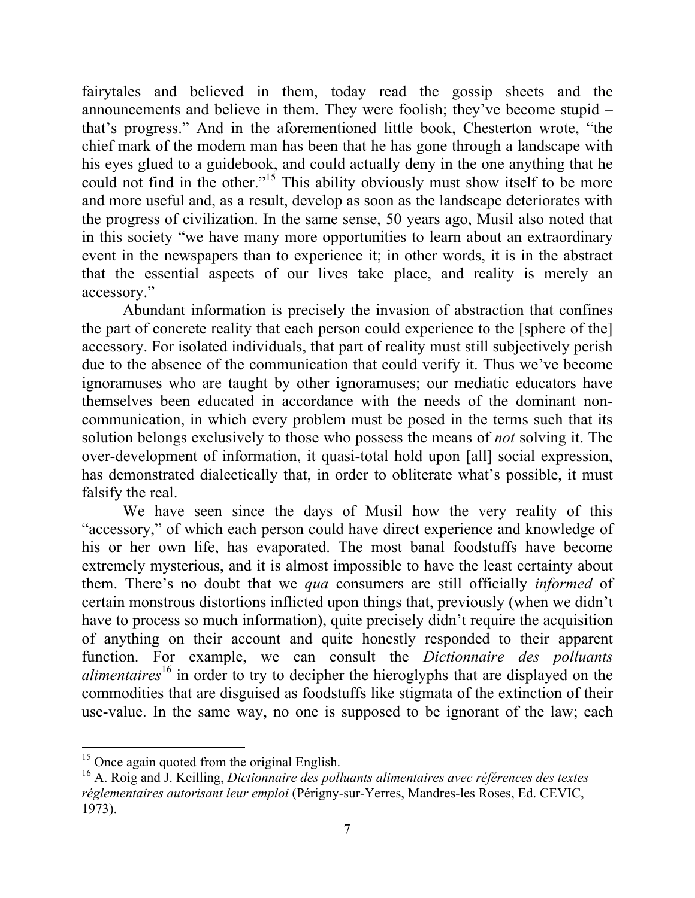fairytales and believed in them, today read the gossip sheets and the announcements and believe in them. They were foolish; they've become stupid – that's progress." And in the aforementioned little book, Chesterton wrote, "the chief mark of the modern man has been that he has gone through a landscape with his eyes glued to a guidebook, and could actually deny in the one anything that he could not find in the other."[15] This ability obviously must show itself to be more and more useful and, as a result, develop as soon as the landscape deteriorates with the progress of civilization. In the same sense, 50 years ago, Musil also noted that in this society "we have many more opportunities to learn about an extraordinary event in the newspapers than to experience it; in other words, it is in the abstract that the essential aspects of our lives take place, and reality is merely an accessory."

Abundant information is precisely the invasion of abstraction that confines the part of concrete reality that each person could experience to the [sphere of the] accessory. For isolated individuals, that part of reality must still subjectively perish due to the absence of the communication that could verify it. Thus we've become ignoramuses who are taught by other ignoramuses; our mediatic educators have themselves been educated in accordance with the needs of the dominant non-communication, in which every problem must be posed in the terms such that its solution belongs exclusively to those who possess the means of *not* solving it. The over-development of information, it quasi-total hold upon [all] social expression, has demonstrated dialectically that, in order to obliterate what's possible, it must falsify the real.

We have seen since the days of Musil how the very reality of this "accessory," of which each person could have direct experience and knowledge of his or her own life, has evaporated. The most banal foodstuffs have become extremely mysterious, and it is almost impossible to have the least certainty about them. There's no doubt that we *qua* consumers are still officially *informed* of certain monstrous distortions inflicted upon things that, previously (when we didn't have to process so much information), quite precisely didn't require the acquisition of anything on their account and quite honestly responded to their apparent function. For example, we can consult the *Dictionnaire des polluants alimentaires*[16] in order to try to decipher the hieroglyphs that are displayed on the commodities that are disguised as foodstuffs like stigmata of the extinction of their use-value. In the same way, no one is supposed to be ignorant of the law; each

---

[15] Once again quoted from the original English.

[16] A. Roig and J. Keilling, *Dictionnaire des polluants alimentaires avec références des textes réglementaires autorisant leur emploi* (Périgny-sur-Yerres, Mandres-les Roses, Ed. CEVIC, 1973).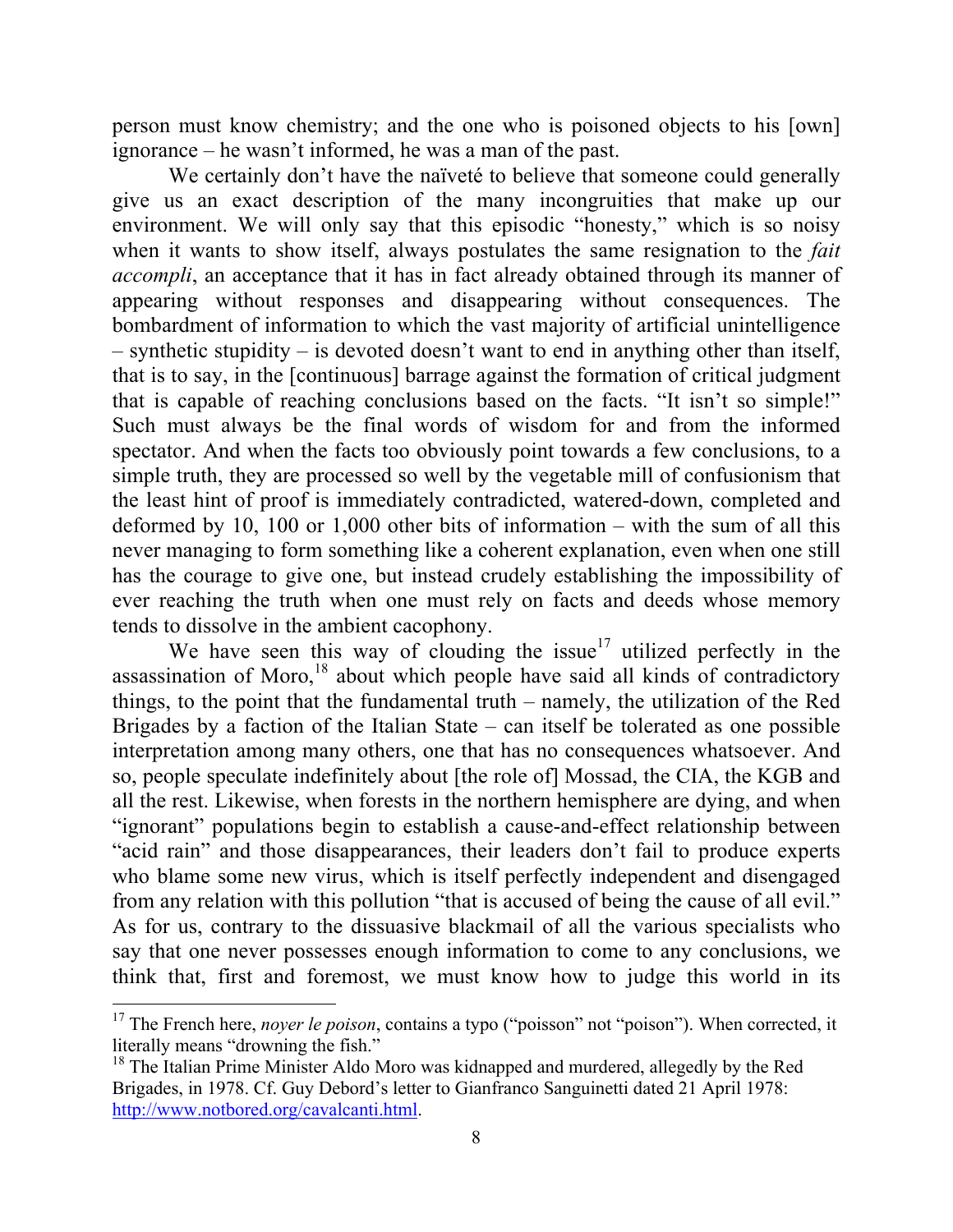person must know chemistry; and the one who is poisoned objects to his [own] ignorance – he wasn't informed, he was a man of the past.

We certainly don't have the naïveté to believe that someone could generally give us an exact description of the many incongruities that make up our environment. We will only say that this episodic "honesty," which is so noisy when it wants to show itself, always postulates the same resignation to the *fait accompli*, an acceptance that it has in fact already obtained through its manner of appearing without responses and disappearing without consequences. The bombardment of information to which the vast majority of artificial unintelligence – synthetic stupidity – is devoted doesn't want to end in anything other than itself, that is to say, in the [continuous] barrage against the formation of critical judgment that is capable of reaching conclusions based on the facts. "It isn't so simple!" Such must always be the final words of wisdom for and from the informed spectator. And when the facts too obviously point towards a few conclusions, to a simple truth, they are processed so well by the vegetable mill of confusionism that the least hint of proof is immediately contradicted, watered-down, completed and deformed by 10, 100 or 1,000 other bits of information – with the sum of all this never managing to form something like a coherent explanation, even when one still has the courage to give one, but instead crudely establishing the impossibility of ever reaching the truth when one must rely on facts and deeds whose memory tends to dissolve in the ambient cacophony.

We have seen this way of clouding the issue[17] utilized perfectly in the assassination of Moro,[18] about which people have said all kinds of contradictory things, to the point that the fundamental truth – namely, the utilization of the Red Brigades by a faction of the Italian State – can itself be tolerated as one possible interpretation among many others, one that has no consequences whatsoever. And so, people speculate indefinitely about [the role of] Mossad, the CIA, the KGB and all the rest. Likewise, when forests in the northern hemisphere are dying, and when "ignorant" populations begin to establish a cause-and-effect relationship between "acid rain" and those disappearances, their leaders don't fail to produce experts who blame some new virus, which is itself perfectly independent and disengaged from any relation with this pollution "that is accused of being the cause of all evil." As for us, contrary to the dissuasive blackmail of all the various specialists who say that one never possesses enough information to come to any conclusions, we think that, first and foremost, we must know how to judge this world in its

---

[17] The French here, *noyer le poison*, contains a typo ("poisson" not "poison"). When corrected, it literally means "drowning the fish."

[18] The Italian Prime Minister Aldo Moro was kidnapped and murdered, allegedly by the Red Brigades, in 1978. Cf. Guy Debord's letter to Gianfranco Sanguinetti dated 21 April 1978: http://www.notbored.org/cavalcanti.html.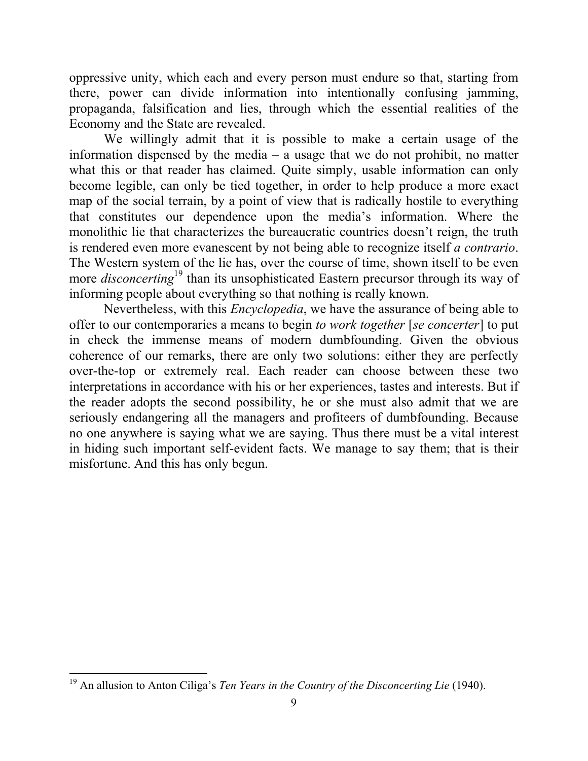oppressive unity, which each and every person must endure so that, starting from there, power can divide information into intentionally confusing jamming, propaganda, falsification and lies, through which the essential realities of the Economy and the State are revealed.

We willingly admit that it is possible to make a certain usage of the information dispensed by the media – a usage that we do not prohibit, no matter what this or that reader has claimed. Quite simply, usable information can only become legible, can only be tied together, in order to help produce a more exact map of the social terrain, by a point of view that is radically hostile to everything that constitutes our dependence upon the media's information. Where the monolithic lie that characterizes the bureaucratic countries doesn't reign, the truth is rendered even more evanescent by not being able to recognize itself *a contrario*. The Western system of the lie has, over the course of time, shown itself to be even more *disconcerting*[19] than its unsophisticated Eastern precursor through its way of informing people about everything so that nothing is really known.

Nevertheless, with this *Encyclopedia*, we have the assurance of being able to offer to our contemporaries a means to begin *to work together* [*se concerter*] to put in check the immense means of modern dumbfounding. Given the obvious coherence of our remarks, there are only two solutions: either they are perfectly over-the-top or extremely real. Each reader can choose between these two interpretations in accordance with his or her experiences, tastes and interests. But if the reader adopts the second possibility, he or she must also admit that we are seriously endangering all the managers and profiteers of dumbfounding. Because no one anywhere is saying what we are saying. Thus there must be a vital interest in hiding such important self-evident facts. We manage to say them; that is their misfortune. And this has only begun.

---

[19] An allusion to Anton Ciliga's *Ten Years in the Country of the Disconcerting Lie* (1940).